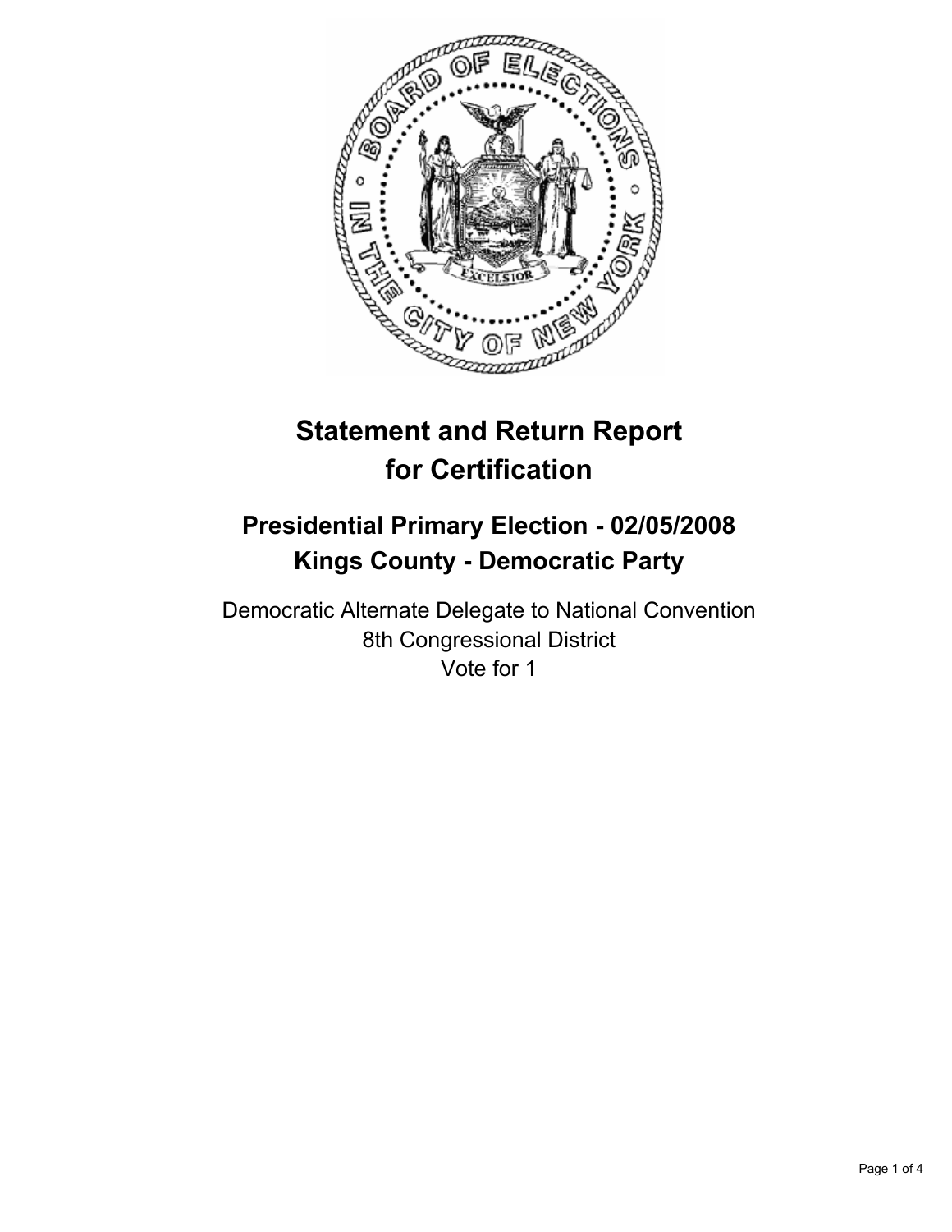# Statement and Return Report for Certification

## Presidential Primary Election - 02/05/2008
## Kings County - Democratic Party

Democratic Alternate Delegate to National Convention
8th Congressional District
Vote for 1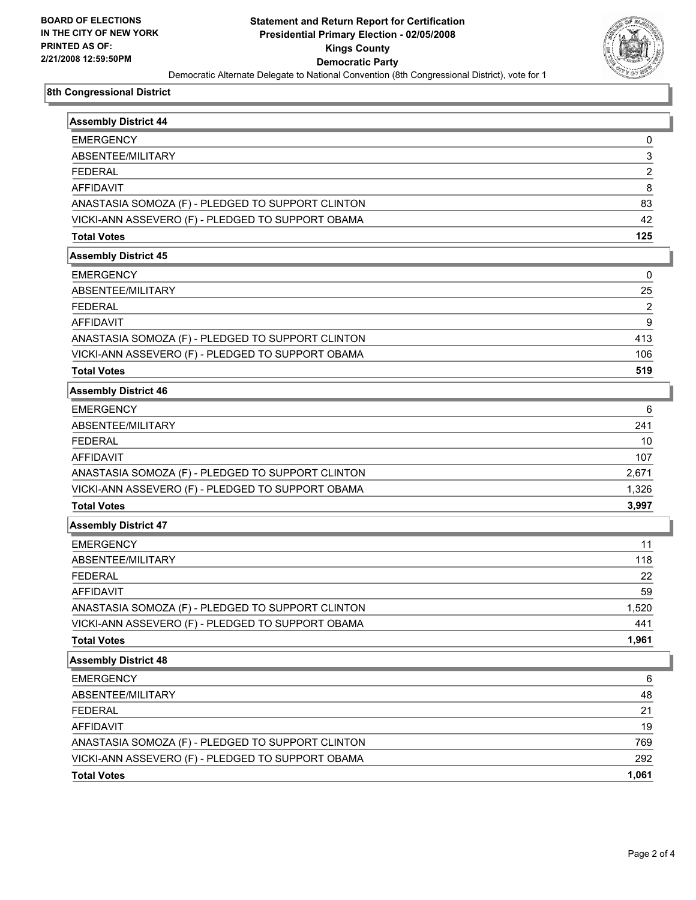**BOARD OF ELECTIONS IN THE CITY OF NEW YORK PRINTED AS OF: 2/21/2008 12:59:50PM**

# Statement and Return Report for Certification
## Presidential Primary Election - 02/05/2008
## Kings County
## Democratic Party

Democratic Alternate Delegate to National Convention (8th Congressional District), vote for 1

### 8th Congressional District

| Assembly District 44 | |
|---|---|
| EMERGENCY | 0 |
| ABSENTEE/MILITARY | 3 |
| FEDERAL | 2 |
| AFFIDAVIT | 8 |
| ANASTASIA SOMOZA (F) - PLEDGED TO SUPPORT CLINTON | 83 |
| VICKI-ANN ASSEVERO (F) - PLEDGED TO SUPPORT OBAMA | 42 |
| **Total Votes** | **125** |

| Assembly District 45 | |
|---|---|
| EMERGENCY | 0 |
| ABSENTEE/MILITARY | 25 |
| FEDERAL | 2 |
| AFFIDAVIT | 9 |
| ANASTASIA SOMOZA (F) - PLEDGED TO SUPPORT CLINTON | 413 |
| VICKI-ANN ASSEVERO (F) - PLEDGED TO SUPPORT OBAMA | 106 |
| **Total Votes** | **519** |

| Assembly District 46 | |
|---|---|
| EMERGENCY | 6 |
| ABSENTEE/MILITARY | 241 |
| FEDERAL | 10 |
| AFFIDAVIT | 107 |
| ANASTASIA SOMOZA (F) - PLEDGED TO SUPPORT CLINTON | 2,671 |
| VICKI-ANN ASSEVERO (F) - PLEDGED TO SUPPORT OBAMA | 1,326 |
| **Total Votes** | **3,997** |

| Assembly District 47 | |
|---|---|
| EMERGENCY | 11 |
| ABSENTEE/MILITARY | 118 |
| FEDERAL | 22 |
| AFFIDAVIT | 59 |
| ANASTASIA SOMOZA (F) - PLEDGED TO SUPPORT CLINTON | 1,520 |
| VICKI-ANN ASSEVERO (F) - PLEDGED TO SUPPORT OBAMA | 441 |
| **Total Votes** | **1,961** |

| Assembly District 48 | |
|---|---|
| EMERGENCY | 6 |
| ABSENTEE/MILITARY | 48 |
| FEDERAL | 21 |
| AFFIDAVIT | 19 |
| ANASTASIA SOMOZA (F) - PLEDGED TO SUPPORT CLINTON | 769 |
| VICKI-ANN ASSEVERO (F) - PLEDGED TO SUPPORT OBAMA | 292 |
| **Total Votes** | **1,061** |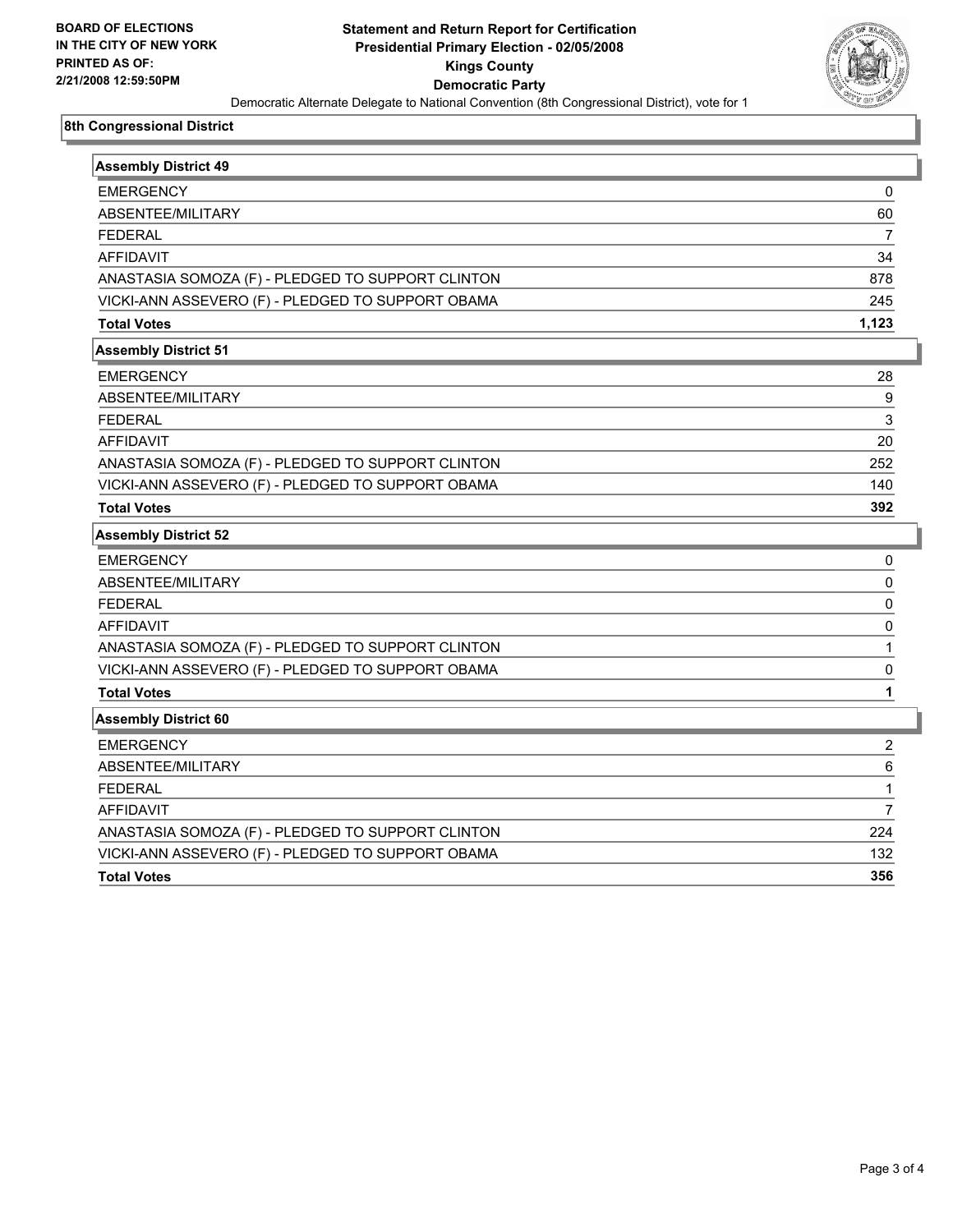**BOARD OF ELECTIONS IN THE CITY OF NEW YORK PRINTED AS OF: 2/21/2008 12:59:50PM**

# Statement and Return Report for Certification
## Presidential Primary Election - 02/05/2008
## Kings County
## Democratic Party

Democratic Alternate Delegate to National Convention (8th Congressional District), vote for 1

### 8th Congressional District

| Assembly District 49 | |
|---|---|
| EMERGENCY | 0 |
| ABSENTEE/MILITARY | 60 |
| FEDERAL | 7 |
| AFFIDAVIT | 34 |
| ANASTASIA SOMOZA (F) - PLEDGED TO SUPPORT CLINTON | 878 |
| VICKI-ANN ASSEVERO (F) - PLEDGED TO SUPPORT OBAMA | 245 |
| **Total Votes** | **1,123** |

| Assembly District 51 | |
|---|---|
| EMERGENCY | 28 |
| ABSENTEE/MILITARY | 9 |
| FEDERAL | 3 |
| AFFIDAVIT | 20 |
| ANASTASIA SOMOZA (F) - PLEDGED TO SUPPORT CLINTON | 252 |
| VICKI-ANN ASSEVERO (F) - PLEDGED TO SUPPORT OBAMA | 140 |
| **Total Votes** | **392** |

| Assembly District 52 | |
|---|---|
| EMERGENCY | 0 |
| ABSENTEE/MILITARY | 0 |
| FEDERAL | 0 |
| AFFIDAVIT | 0 |
| ANASTASIA SOMOZA (F) - PLEDGED TO SUPPORT CLINTON | 1 |
| VICKI-ANN ASSEVERO (F) - PLEDGED TO SUPPORT OBAMA | 0 |
| **Total Votes** | **1** |

| Assembly District 60 | |
|---|---|
| EMERGENCY | 2 |
| ABSENTEE/MILITARY | 6 |
| FEDERAL | 1 |
| AFFIDAVIT | 7 |
| ANASTASIA SOMOZA (F) - PLEDGED TO SUPPORT CLINTON | 224 |
| VICKI-ANN ASSEVERO (F) - PLEDGED TO SUPPORT OBAMA | 132 |
| **Total Votes** | **356** |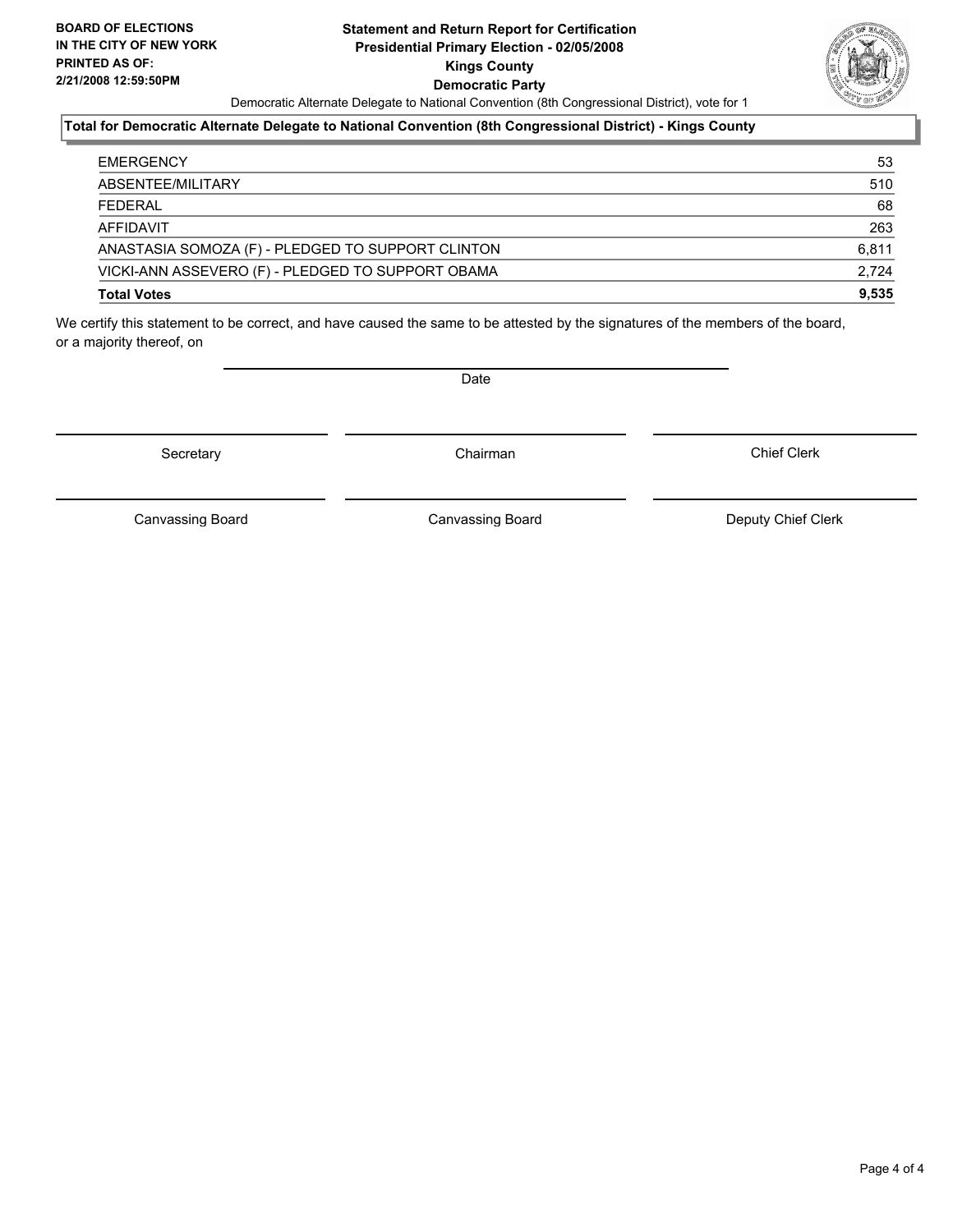**BOARD OF ELECTIONS IN THE CITY OF NEW YORK PRINTED AS OF: 2/21/2008 12:59:50PM**

# Statement and Return Report for Certification
## Presidential Primary Election - 02/05/2008
## Kings County
## Democratic Party

Democratic Alternate Delegate to National Convention (8th Congressional District), vote for 1

**Total for Democratic Alternate Delegate to National Convention (8th Congressional District) - Kings County**

| | |
|---|---|
| EMERGENCY | 53 |
| ABSENTEE/MILITARY | 510 |
| FEDERAL | 68 |
| AFFIDAVIT | 263 |
| ANASTASIA SOMOZA (F) - PLEDGED TO SUPPORT CLINTON | 6,811 |
| VICKI-ANN ASSEVERO (F) - PLEDGED TO SUPPORT OBAMA | 2,724 |
| **Total Votes** | **9,535** |

We certify this statement to be correct, and have caused the same to be attested by the signatures of the members of the board, or a majority thereof, on

Date

Secretary | Chairman | Chief Clerk

Canvassing Board | Canvassing Board | Deputy Chief Clerk